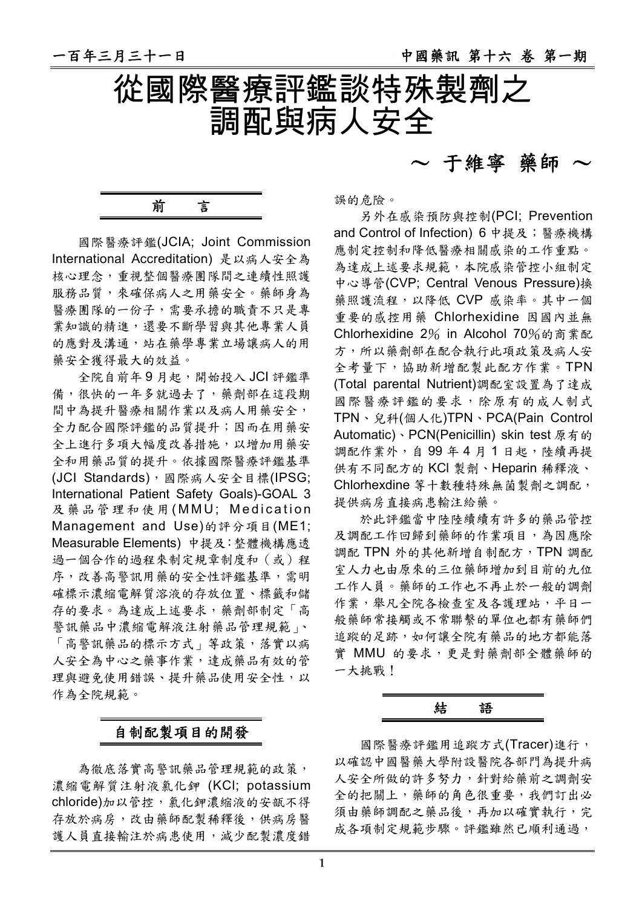# 從國際醫療評鑑談特殊製劑之調配與病人安全

～ 于維寧 藥師 ～

## 前　　言

國際醫療評鑑(JCIA; Joint Commission International Accreditation) 是以病人安全為核心理念，重視整個醫療團隊間之連續性照護服務品質，來確保病人之用藥安全。藥師身為醫療團隊的一份子，需要承擔的職責不只是專業知識的精進，還要不斷學習與其他專業人員的應對及溝通，站在藥學專業立場讓病人的用藥安全獲得最大的效益。

全院自前年 9 月起，開始投入 JCI 評鑑準備，很快的一年多就過去了，藥劑部在這段期間中為提升醫療相關作業以及病人用藥安全，全力配合國際評鑑的品質提升；因而在用藥安全上進行多項大幅度改善措施，以增加用藥安全和用藥品質的提升。依據國際醫療評鑑基準(JCI Standards)，國際病人安全目標(IPSG; International Patient Safety Goals)-GOAL 3 及藥品管理和使用(MMU; Medication Management and Use)的評分項目(ME1; Measurable Elements) 中提及：整體機構應透過一個合作的過程來制定規章制度和（或）程序，改善高警訊用藥的安全性評鑑基準，需明確標示濃縮電解質溶液的存放位置、標籤和儲存的要求。為達成上述要求，藥劑部制定「高警訊藥品中濃縮電解液注射藥品管理規範」、「高警訊藥品的標示方式」等政策，落實以病人安全為中心之藥事作業，達成藥品有效的管理與避免使用錯誤、提升藥品使用安全性，以作為全院規範。

## 自制配製項目的開發

為徹底落實高警訊藥品管理規範的政策，濃縮電解質注射液氯化鉀 (KCl; potassium chloride)加以管控，氯化鉀濃縮液的安瓿不得存放於病房，改由藥師配製稀釋後，供病房醫護人員直接輸注於病患使用，減少配製濃度錯誤的危險。

另外在感染預防與控制(PCI; Prevention and Control of Infection) 6 中提及；醫療機構應制定控制和降低醫療相關感染的工作重點。為達成上述要求規範，本院感染管控小組制定中心導管(CVP; Central Venous Pressure)換藥照護流程，以降低 CVP 感染率。其中一個重要的感控用藥 Chlorhexidine 因國內並無 Chlorhexidine 2% in Alcohol 70%的商業配方，所以藥劑部在配合執行此項政策及病人安全考量下，協助新增配製此配方作業。TPN (Total parental Nutrient)調配室設置為了達成國際醫療評鑑的要求，除原有的成人制式 TPN、兒科(個人化)TPN、PCA(Pain Control Automatic)、PCN(Penicillin) skin test 原有的調配作業外，自 99 年 4 月 1 日起，陸續再提供有不同配方的 KCl 製劑、Heparin 稀釋液、Chlorhexdine 等十數種特殊無菌製劑之調配，提供病房直接病患輸注給藥。

於此評鑑當中陸陸續續有許多的藥品管控及調配工作回歸到藥師的作業項目，為因應除調配 TPN 外的其他新增自制配方，TPN 調配室人力也由原來的三位藥師增加到目前的九位工作人員。藥師的工作也不再止於一般的調劑作業，舉凡全院各檢查室及各護理站，平日一般藥師常接觸或不常聯繫的單位也都有藥師們追蹤的足跡，如何讓全院有藥品的地方都能落實 MMU 的要求，更是對藥劑部全體藥師的一大挑戰！

## 結　　語

國際醫療評鑑用追蹤方式(Tracer)進行，以確認中國醫藥大學附設醫院各部門為提升病人安全所做的許多努力，針對給藥前之調劑安全的把關上，藥師的角色很重要，我們訂出必須由藥師調配之藥品後，再加以確實執行，完成各項制定規範步驟。評鑑雖然已順利通過，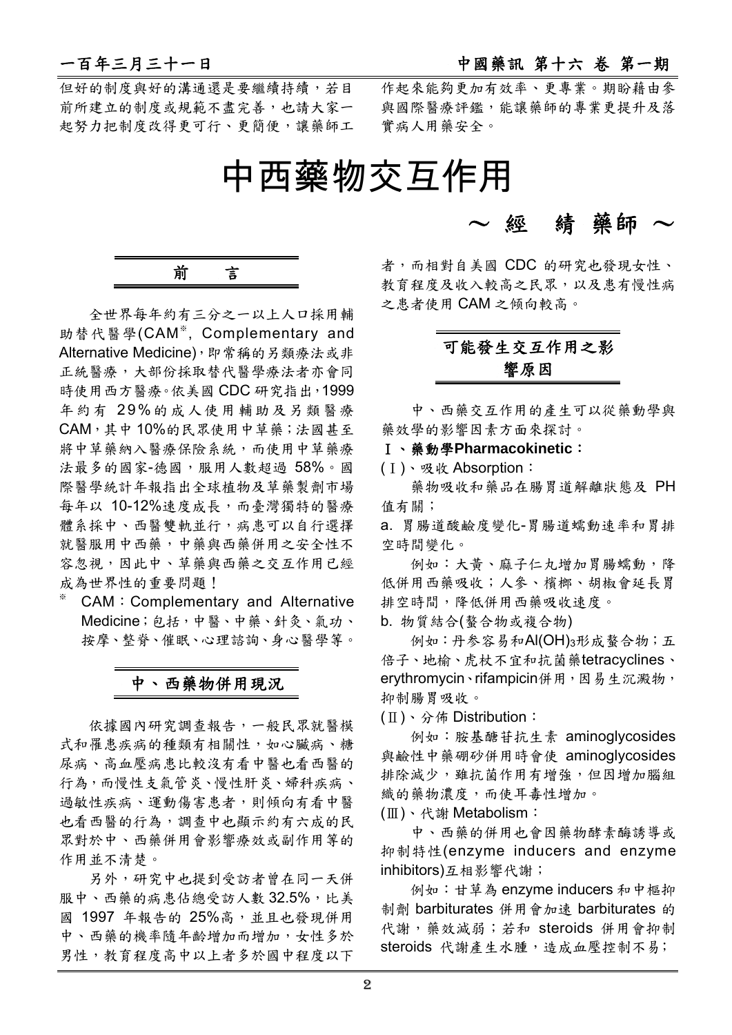但好的制度與好的溝通還是要繼續持續，若目前所建立的制度或規範不盡完善，也請大家一起努力把制度改得更可行、更簡便，讓藥師工作起來能夠更加有效率、更專業。期盼藉由參與國際醫療評鑑，能讓藥師的專業更提升及落實病人用藥安全。

# 中西藥物交互作用

～經　綪 藥師～

## 前　　言

全世界每年約有三分之一以上人口採用輔助替代醫學(CAM※, Complementary and Alternative Medicine)，即常稱的另類療法或非正統醫療，大部份採取替代醫學療法者亦會同時使用西方醫療。依美國 CDC 研究指出，1999 年約有 29%的成人使用輔助及另類醫療 CAM，其中 10%的民眾使用中草藥；法國甚至將中草藥納入醫療保險系統，而使用中草藥療法最多的國家-德國，服用人數超過 58%。國際醫學統計年報指出全球植物及草藥製劑市場每年以 10-12%速度成長，而臺灣獨特的醫療體系採中、西醫雙軌並行，病患可以自行選擇就醫服用中西藥，中藥與西藥併用之安全性不容忽視，因此中、草藥與西藥之交互作用已經成為世界性的重要問題！

※ CAM：Complementary and Alternative Medicine；包括，中醫、中藥、針灸、氣功、按摩、整脊、催眠、心理諮詢、身心醫學等。

## 中、西藥物併用現況

依據國內研究調查報告，一般民眾就醫模式和罹患疾病的種類有相關性，如心臟病、糖尿病、高血壓病患比較沒有看中醫也看西醫的行為，而慢性支氣管炎、慢性肝炎、婦科疾病、過敏性疾病、運動傷害患者，則傾向有看中醫也看西醫的行為，調查中也顯示約有六成的民眾對於中、西藥併用會影響療效或副作用等的作用並不清楚。

另外，研究中也提到受訪者曾在同一天併服中、西藥的病患佔總受訪人數 32.5%，比美國 1997 年報告的 25%高，並且也發現併用中、西藥的機率隨年齡增加而增加，女性多於男性，教育程度高中以上者多於國中程度以下者，而相對自美國 CDC 的研究也發現女性、教育程度及收入較高之民眾，以及患有慢性病之患者使用 CAM 之傾向較高。

## 可能發生交互作用之影響原因

中、西藥交互作用的產生可以從藥動學與藥效學的影響因素方面來探討。

**Ⅰ、藥動學Pharmacokinetic：**

(Ⅰ)、吸收 Absorption：

藥物吸收和藥品在腸胃道解離狀態及 PH 值有關；

a. 胃腸道酸鹼度變化-胃腸道蠕動速率和胃排空時間變化。

例如：大黃、麻子仁丸增加胃腸蠕動，降低併用西藥吸收；人參、檳榔、胡椒會延長胃排空時間，降低併用西藥吸收速度。

b. 物質結合(螯合物或複合物)

例如：丹參容易和$Al(OH)_3$形成螯合物；五倍子、地榆、虎杖不宜和抗菌藥tetracyclines、erythromycin、rifampicin併用，因易生沉澱物，抑制腸胃吸收。

(Ⅱ)、分佈 Distribution：

例如：胺基醣苷抗生素 aminoglycosides 與鹼性中藥硼砂併用時會使 aminoglycosides 排除減少，雖抗菌作用有增強，但因增加腦組織的藥物濃度，而使耳毒性增加。

(Ⅲ)、代謝 Metabolism：

中、西藥的併用也會因藥物酵素酶誘導或抑制特性(enzyme inducers and enzyme inhibitors)互相影響代謝；

例如：甘草為 enzyme inducers 和中樞抑制劑 barbiturates 併用會加速 barbiturates 的代謝，藥效減弱；若和 steroids 併用會抑制 steroids 代謝產生水腫，造成血壓控制不易；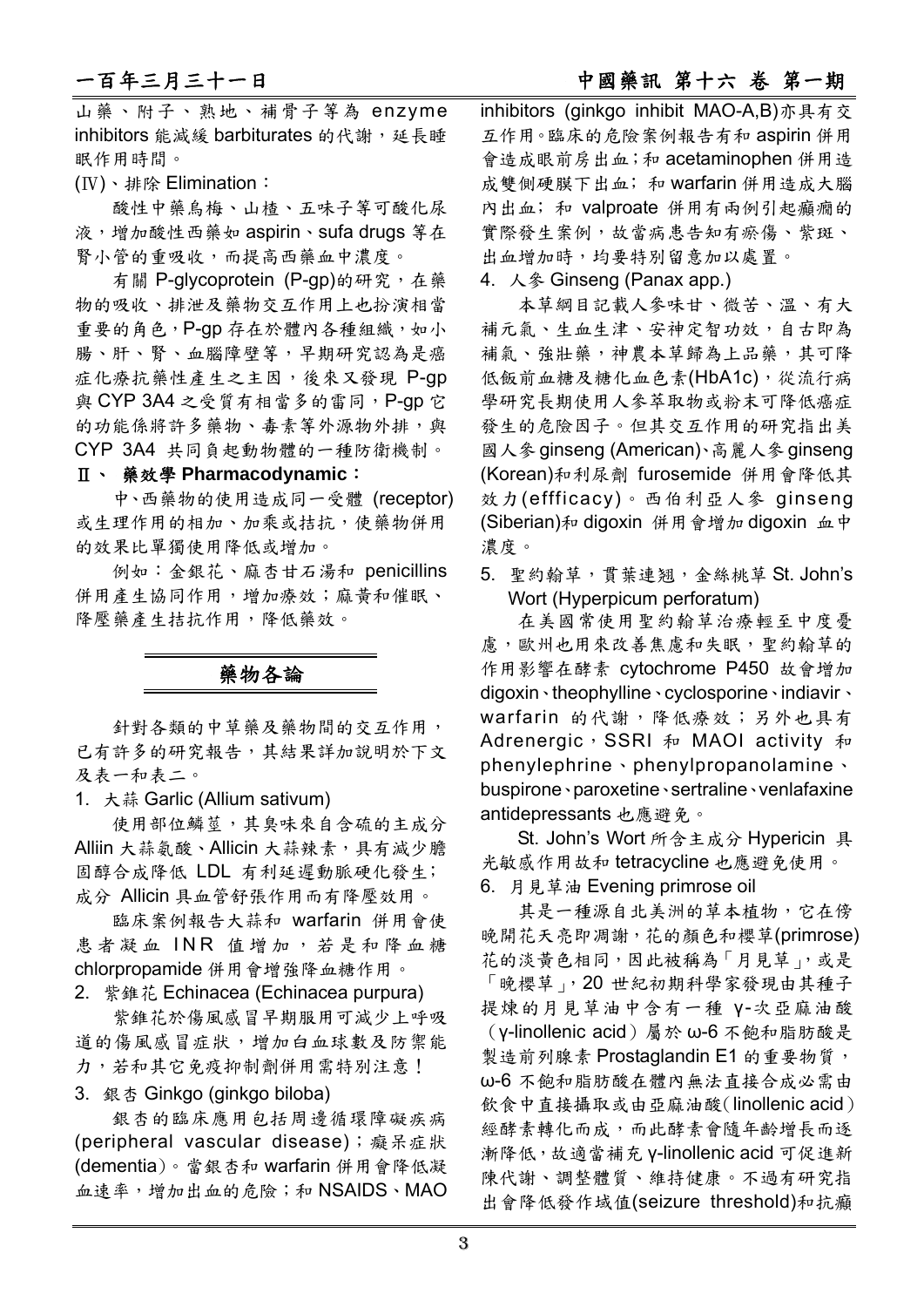山藥、附子、熟地、補骨子等為 enzyme inhibitors 能減緩 barbiturates 的代謝，延長睡眠作用時間。

(Ⅳ)、排除 Elimination：

酸性中藥烏梅、山楂、五味子等可酸化尿液，增加酸性西藥如 aspirin、sufa drugs 等在腎小管的重吸收，而提高西藥血中濃度。

有關 P-glycoprotein (P-gp)的研究，在藥物的吸收、排泄及藥物交互作用上也扮演相當重要的角色，P-gp 存在於體內各種組織，如小腸、肝、腎、血腦障壁等，早期研究認為是癌症化療抗藥性產生之主因，後來又發現 P-gp 與 CYP 3A4 之受質有相當多的雷同，P-gp 它的功能係將許多藥物、毒素等外源物外排，與 CYP 3A4 共同負起動物體的一種防衛機制。

## Ⅱ、 藥效學 Pharmacodynamic：

中、西藥物的使用造成同一受體 (receptor) 或生理作用的相加、加乘或拮抗，使藥物併用的效果比單獨使用降低或增加。

例如：金銀花、麻杏甘石湯和 penicillins 併用產生協同作用，增加療效；麻黃和催眠、降壓藥產生拮抗作用，降低藥效。

# 藥物各論

針對各類的中草藥及藥物間的交互作用，已有許多的研究報告，其結果詳加說明於下文及表一和表二。

1. 大蒜 Garlic (Allium sativum)

使用部位鱗莖，其臭味來自含硫的主成分 Alliin 大蒜氨酸、Allicin 大蒜辣素，具有減少膽固醇合成降低 LDL 有利延遲動脈硬化發生；成分 Allicin 具血管舒張作用而有降壓效用。

臨床案例報告大蒜和 warfarin 併用會使患者凝血 INR 值增加，若是和降血糖 chlorpropamide 併用會增強降血糖作用。

2. 紫錐花 Echinacea (Echinacea purpura)

紫錐花於傷風感冒早期服用可減少上呼吸道的傷風感冒症狀，增加白血球數及防禦能力，若和其它免疫抑制劑併用需特別注意！

3. 銀杏 Ginkgo (ginkgo biloba)

銀杏的臨床應用包括周邊循環障礙疾病 (peripheral vascular disease)；癡呆症狀 (dementia)。當銀杏和 warfarin 併用會降低凝血速率，增加出血的危險；和 NSAIDS、MAO inhibitors (ginkgo inhibit MAO-A,B)亦具有交互作用。臨床的危險案例報告有和 aspirin 併用會造成眼前房出血；和 acetaminophen 併用造成雙側硬膜下出血；和 warfarin 併用造成大腦內出血；和 valproate 併用有兩例引起癲癇的實際發生案例，故當病患告知有瘀傷、紫斑、出血增加時，均要特別留意加以處置。

4. 人參 Ginseng (Panax app.)

本草綱目記載人參味甘、微苦、溫、有大補元氣、生血生津、安神定智功效，自古即為補氣、強壯藥，神農本草歸為上品藥，其可降低飯前血糖及糖化血色素(HbA1c)，從流行病學研究長期使用人參萃取物或粉末可降低癌症發生的危險因子。但其交互作用的研究指出美國人參 ginseng (American)、高麗人參 ginseng (Korean)和利尿劑 furosemide 併用會降低其效力(effficacy)。西伯利亞人參 ginseng (Siberian)和 digoxin 併用會增加 digoxin 血中濃度。

5. 聖約翰草，貫葉連翹，金絲桃草 St. John's Wort (Hyperpicum perforatum)

在美國常使用聖約翰草治療輕至中度憂慮，歐洲也用來改善焦慮和失眠，聖約翰草的作用影響在酵素 cytochrome P450 故會增加 digoxin、theophylline、cyclosporine、indiavir、warfarin 的代謝，降低療效；另外也具有 Adrenergic，SSRI 和 MAOI activity 和 phenylephrine、phenylpropanolamine、buspirone、paroxetine、sertraline、venlafaxine antidepressants 也應避免。

St. John's Wort 所含主成分 Hypericin 具光敏感作用故和 tetracycline 也應避免使用。

6. 月見草油 Evening primrose oil

其是一種源自北美洲的草本植物，它在傍晚開花天亮即凋謝，花的顏色和櫻草(primrose)花的淡黃色相同，因此被稱為「月見草」，或是「晚櫻草」，20 世紀初期科學家發現由其種子提煉的月見草油中含有一種 γ-次亞麻油酸（γ-linollenic acid）屬於 ω-6 不飽和脂肪酸是製造前列腺素 Prostaglandin E1 的重要物質，ω-6 不飽和脂肪酸在體內無法直接合成必需由飲食中直接攝取或由亞麻油酸(linollenic acid)經酵素轉化而成，而此酵素會隨年齡增長而逐漸降低，故適當補充 γ-linollenic acid 可促進新陳代謝、調整體質、維持健康。不過有研究指出會降低發作域值(seizure threshold)和抗癲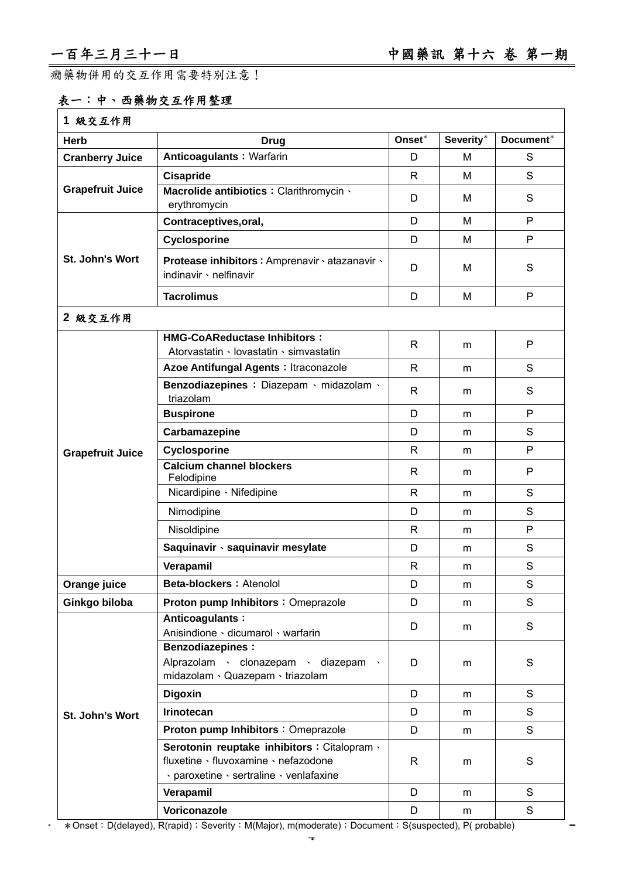癇藥物併用的交互作用需要特別注意！

## 表一：中、西藥物交互作用整理

| Herb | Drug | Onset* | Severity* | Document* |
|---|---|---|---|---|
| **1 級交互作用** | | | | |
| **Cranberry Juice** | **Anticoagulants：**Warfarin | D | M | S |
| **Grapefruit Juice** | **Cisapride** | R | M | S |
| | **Macrolide antibiotics：**Clarithromycin、erythromycin | D | M | S |
| **St. John's Wort** | **Contraceptives,oral,** | D | M | P |
| | **Cyclosporine** | D | M | P |
| | **Protease inhibitors：**Amprenavir、atazanavir、indinavir、nelfinavir | D | M | S |
| | **Tacrolimus** | D | M | P |
| **2 級交互作用** | | | | |
| **Grapefruit Juice** | **HMG-CoAReductase Inhibitors：**Atorvastatin、lovastatin、simvastatin | R | m | P |
| | **Azoe Antifungal Agents：**Itraconazole | R | m | S |
| | **Benzodiazepines：**Diazepam、midazolam、triazolam | R | m | S |
| | **Buspirone** | D | m | P |
| | **Carbamazepine** | D | m | S |
| | **Cyclosporine** | R | m | P |
| | **Calcium channel blockers** Felodipine | R | m | P |
| | Nicardipine、Nifedipine | R | m | S |
| | Nimodipine | D | m | S |
| | Nisoldipine | R | m | P |
| | **Saquinavir、saquinavir mesylate** | D | m | S |
| | **Verapamil** | R | m | S |
| **Orange juice** | **Beta-blockers：**Atenolol | D | m | S |
| **Ginkgo biloba** | **Proton pump Inhibitors：**Omeprazole | D | m | S |
| **St. John's Wort** | **Anticoagulants：**Anisindione、dicumarol、warfarin | D | m | S |
| | **Benzodiazepines：**Alprazolam、clonazepam、diazepam、midazolam、Quazepam、triazolam | D | m | S |
| | **Digoxin** | D | m | S |
| | **Irinotecan** | D | m | S |
| | **Proton pump Inhibitors**：Omeprazole | D | m | S |
| | **Serotonin reuptake inhibitors：**Citalopram、fluxetine、fluvoxamine、nefazodone、paroxetine、sertraline、venlafaxine | R | m | S |
| | **Verapamil** | D | m | S |
| | **Voriconazole** | D | m | S |

＊Onset：D(delayed), R(rapid)；Severity：M(Major), m(moderate)；Document：S(suspected), P( probable)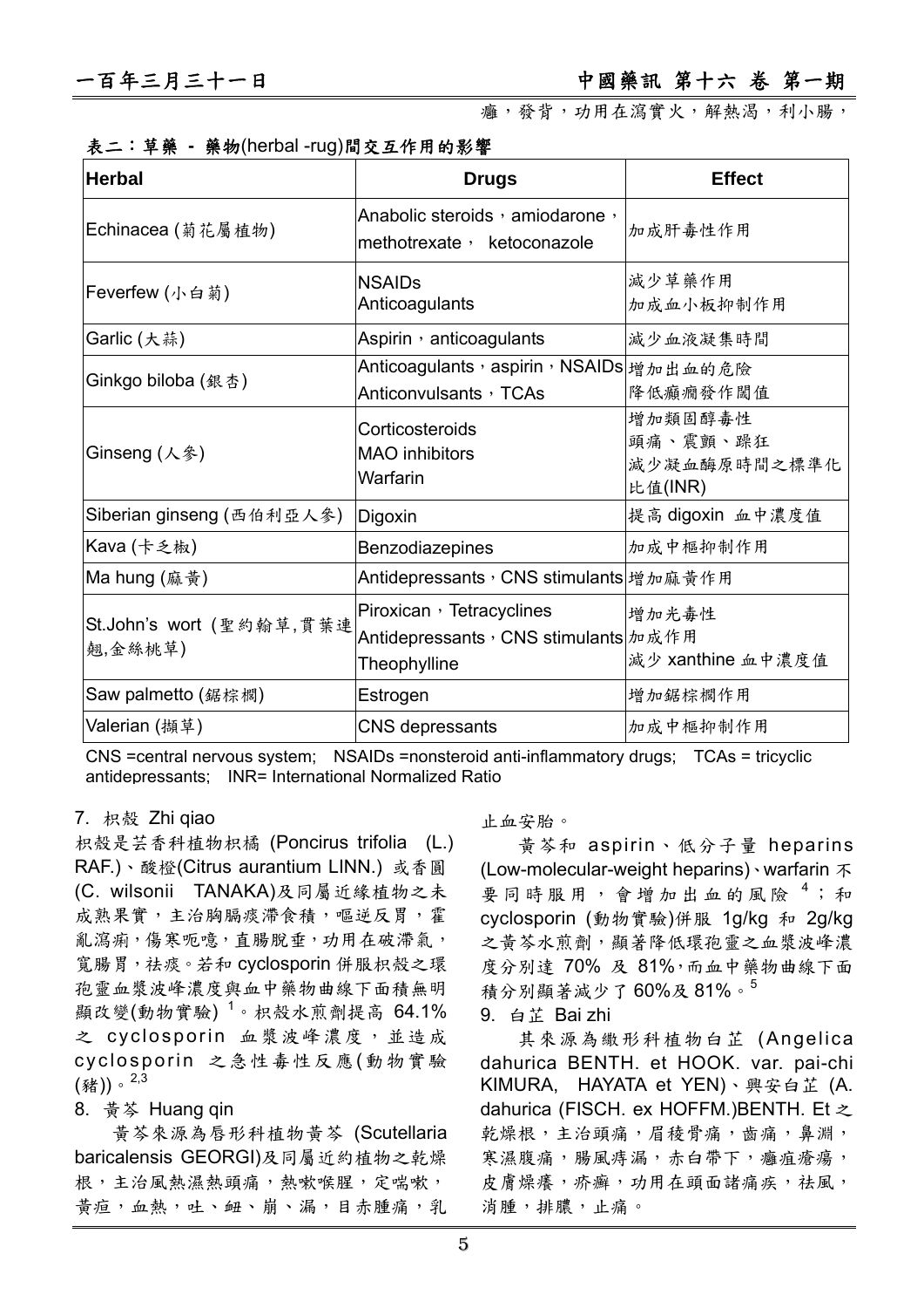癰，發背，功用在瀉實火，解熱渴，利小腸，

**表二：草藥 - 藥物(herbal -rug)間交互作用的影響**

| Herbal | Drugs | Effect |
|---|---|---|
| Echinacea (菊花屬植物) | Anabolic steroids，amiodarone，methotrexate， ketoconazole | 加成肝毒性作用 |
| Feverfew (小白菊) | NSAIDs<br>Anticoagulants | 減少草藥作用<br>加成血小板抑制作用 |
| Garlic (大蒜) | Aspirin，anticoagulants | 減少血液凝集時間 |
| Ginkgo biloba (銀杏) | Anticoagulants，aspirin，NSAIDs<br>Anticonvulsants，TCAs | 增加出血的危險<br>降低癲癇發作閾值 |
| Ginseng (人參) | Corticosteroids<br>MAO inhibitors<br>Warfarin | 增加類固醇毒性<br>頭痛、震顫、躁狂<br>減少凝血酶原時間之標準化比值(INR) |
| Siberian ginseng (西伯利亞人參) | Digoxin | 提高 digoxin 血中濃度值 |
| Kava (卡炙椒) | Benzodiazepines | 加成中樞抑制作用 |
| Ma hung (麻黃) | Antidepressants，CNS stimulants | 增加麻黃作用 |
| St.John's wort (聖約翰草,貫葉連翹,金絲桃草) | Piroxican，Tetracyclines<br>Antidepressants，CNS stimulants<br>Theophylline | 增加光毒性<br>加成作用<br>減少 xanthine 血中濃度值 |
| Saw palmetto (鋸棕櫚) | Estrogen | 增加鋸棕櫚作用 |
| Valerian (擷草) | CNS depressants | 加成中樞抑制作用 |

CNS =central nervous system; NSAIDs =nonsteroid anti-inflammatory drugs; TCAs = tricyclic antidepressants; INR= International Normalized Ratio

7. 枳殼 Zhi qiao

枳殼是芸香科植物枳橘 (Poncirus trifolia (L.) RAF.)、酸橙(Citrus aurantium LINN.) 或香圓 (C. wilsonii TANAKA)及同屬近緣植物之未成熟果實，主治胸膈痰滯食積，嘔逆反胃，霍亂瀉痢，傷寒呃噫，直腸脫垂，功用在破滯氣，寬腸胃，祛痰。若和 cyclosporin 併服枳殼之環孢靈血漿波峰濃度與血中藥物曲線下面積無明顯改變(動物實驗) [1]。枳殼水煎劑提高 64.1% 之 cyclosporin 血漿波峰濃度，並造成 cyclosporin 之急性毒性反應(動物實驗(豬))。[2,3]

8. 黃芩 Huang qin

黃芩來源為唇形科植物黃芩 (Scutellaria baricalensis GEORGI)及同屬近約植物之乾燥根，主治風熱濕熱頭痛，熱嗽喉腥，定喘嗽，黃疸，血熱，吐、衄、崩、漏，目赤腫痛，乳止血安胎。

黃芩和 aspirin、低分子量 heparins (Low-molecular-weight heparins)、warfarin 不要同時服用，會增加出血的風險 [4]；和 cyclosporin (動物實驗)併服 1g/kg 和 2g/kg 之黃芩水煎劑，顯著降低環孢靈之血漿波峰濃度分別達 70% 及 81%，而血中藥物曲線下面積分別顯著減少了 60%及 81%。[5]

9. 白芷 Bai zhi

其來源為繖形科植物白芷 (Angelica dahurica BENTH. et HOOK. var. pai-chi KIMURA, HAYATA et YEN)、興安白芷 (A. dahurica (FISCH. ex HOFFM.)BENTH. Et 之乾燥根，主治頭痛，眉稜骨痛，齒痛，鼻淵，寒濕腹痛，腸風痔漏，赤白帶下，癰疽瘡瘍，皮膚燥癢，疥癬，功用在頭面諸痛疾，祛風，消腫，排膿，止痛。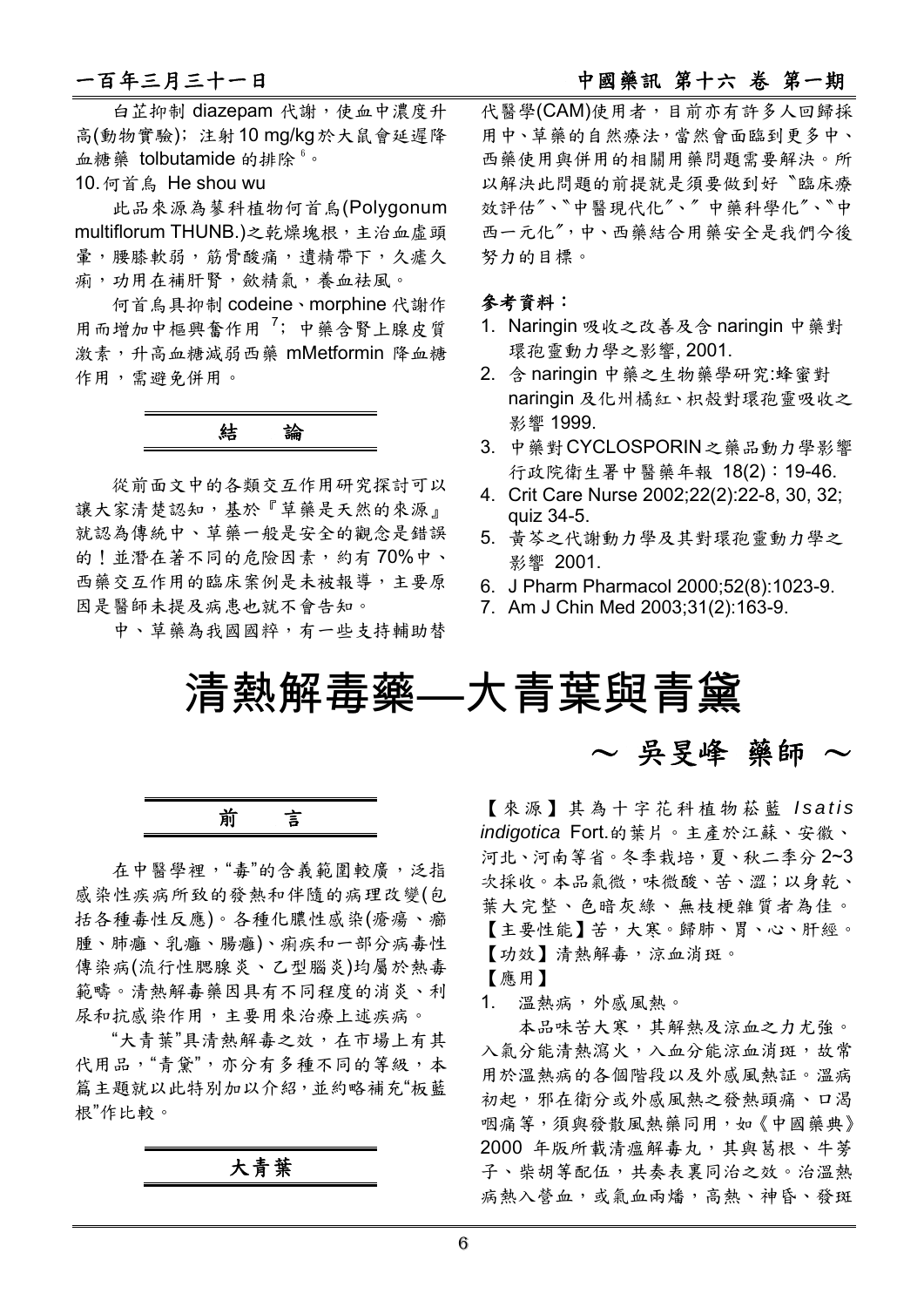白芷抑制 diazepam 代謝，使血中濃度升高(動物實驗)；注射 10 mg/kg 於大鼠會延遲降血糖藥 tolbutamide 的排除[6]。

10. 何首烏 He shou wu

此品來源為蓼科植物何首烏(Polygonum multiflorum THUNB.)之乾燥塊根，主治血虛頭暈，腰膝軟弱，筋骨酸痛，遺精帶下，久瘧久痢，功用在補肝腎，斂精氣，養血祛風。

何首烏具抑制 codeine、morphine 代謝作用而增加中樞興奮作用[7]；中藥含腎上腺皮質激素，升高血糖減弱西藥 mMetformin 降血糖作用，需避免併用。

## 結　論

從前面文中的各類交互作用研究探討可以讓大家清楚認知，基於『草藥是天然的來源』就認為傳統中、草藥一般是安全的觀念是錯誤的！並潛在著不同的危險因素，約有 70%中、西藥交互作用的臨床案例是未被報導，主要原因是醫師未提及病患也就不會告知。

中、草藥為我國國粹，有一些支持輔助替代醫學(CAM)使用者，目前亦有許多人回歸採用中、草藥的自然療法，當然會面臨到更多中、西藥使用與併用的相關用藥問題需要解決。所以解決此問題的前提就是須要做到好〝臨床療效評估〞、〝中醫現代化〞、〞中藥科學化〞、〝中西一元化〞，中、西藥結合用藥安全是我們今後努力的目標。

**參考資料：**

1. Naringin 吸收之改善及含 naringin 中藥對環孢靈動力學之影響, 2001.
2. 含 naringin 中藥之生物藥學研究:蜂蜜對 naringin 及化州橘紅、枳殼對環孢靈吸收之影響 1999.
3. 中藥對CYCLOSPORIN之藥品動力學影響 行政院衛生署中醫藥年報 18(2)：19-46.
4. Crit Care Nurse 2002;22(2):22-8, 30, 32; quiz 34-5.
5. 黃芩之代謝動力學及其對環孢靈動力學之影響 2001.
6. J Pharm Pharmacol 2000;52(8):1023-9.
7. Am J Chin Med 2003;31(2):163-9.

# 清熱解毒藥—大青葉與青黛

**～ 吳旻峰 藥師 ～**

## 前　言

在中醫學裡，“毒”的含義範圍較廣，泛指感染性疾病所致的發熱和伴隨的病理改變(包括各種毒性反應)。各種化膿性感染(瘡瘍、癤腫、肺癰、乳癰、腸癰)、痢疾和一部分病毒性傳染病(流行性腮腺炎、乙型腦炎)均屬於熱毒範疇。清熱解毒藥因具有不同程度的消炎、利尿和抗感染作用，主要用來治療上述疾病。

“大青葉”具清熱解毒之效，在市場上有其代用品，“青黛”，亦分有多種不同的等級，本篇主題就以此特別加以介紹，並約略補充“板藍根”作比較。

## 大青葉

【來源】其為十字花科植物菘藍 *Isatis indigotica* Fort.的葉片。主產於江蘇、安徽、河北、河南等省。冬季栽培，夏、秋二季分 2~3 次採收。本品氣微，味微酸、苦、澀；以身乾、葉大完整、色暗灰綠、無枝梗雜質者為佳。

【主要性能】苦，大寒。歸肺、胃、心、肝經。

【功效】清熱解毒，涼血消斑。

【應用】

1. 溫熱病，外感風熱。

本品味苦大寒，其解熱及涼血之力尤強。入氣分能清熱瀉火，入血分能涼血消斑，故常用於溫熱病的各個階段以及外感風熱証。溫病初起，邪在衛分或外感風熱之發熱頭痛、口渴咽痛等，須與發散風熱藥同用，如《中國藥典》2000 年版所載清瘟解毒丸，其與葛根、牛蒡子、柴胡等配伍，共奏表裏同治之效。治溫熱病熱入營血，或氣血兩燔，高熱、神昏、發斑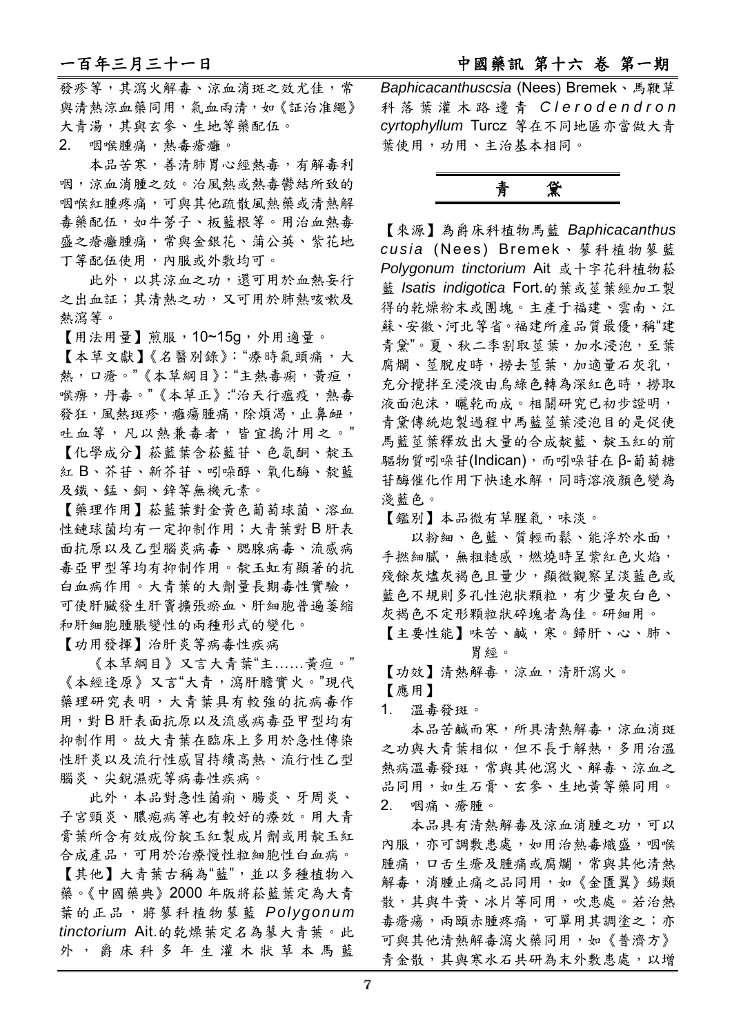發疹等，其瀉火解毒、涼血消斑之效尤佳，常與清熱涼血藥同用，氣血兩清，如《証治准繩》大青湯，其與玄參、生地等藥配伍。

2. 咽喉腫痛，熱毒瘡癰。

本品苦寒，善清肺胃心經熱毒，有解毒利咽，涼血消腫之效。治風熱或熱毒鬱結所致的咽喉紅腫疼痛，可與其他疏散風熱藥或清熱解毒藥配伍，如牛蒡子、板藍根等。用治血熱毒盛之瘡癰腫痛，常與金銀花、蒲公英、紫花地丁等配伍使用，內服或外敷均可。

此外，以其涼血之功，還可用於血熱妄行之出血証；其清熱之功，又可用於肺熱咳嗽及熱瀉等。

【用法用量】煎服，10~15g，外用適量。

【本草文獻】《名醫別錄》："療時氣頭痛，大熱，口瘡。"《本草綱目》："主熱毒痢，黃疸，喉痹，丹毒。"《本草正》："治天行瘟疫，熱毒發狂，風熱斑疹，癰瘍腫痛，除煩渴，止鼻衄，吐血等，凡以熱兼毒者，皆宜搗汁用之。"

【化學成分】菘藍葉含菘藍苷、色氨酮、靛玉紅 B、芥苷、新芥苷、吲哚醇、氧化酶、靛藍及鐵、錳、銅、鋅等無機元素。

【藥理作用】菘藍葉對金黃色葡萄球菌、溶血性鏈球菌均有一定抑制作用；大青葉對 B 肝表面抗原以及乙型腦炎病毒、腮腺病毒、流感病毒亞甲型等均有抑制作用。靛玉虹有顯著的抗白血病作用。大青葉的大劑量長期毒性實驗，可使肝臟發生肝竇擴張瘀血、肝細胞普遍萎縮和肝細胞腫脹變性的兩種形式的變化。

【功用發揮】治肝炎等病毒性疾病

《本草綱目》又言大青葉"主……黃疸。"《本經逢原》又言"大青，瀉肝膽實火。"現代藥理研究表明，大青葉具有較強的抗病毒作用，對 B 肝表面抗原以及流感病毒亞甲型均有抑制作用。故大青葉在臨床上多用於急性傳染性肝炎以及流行性感冒持續高熱、流行性乙型腦炎、尖銳濕疣等病毒性疾病。

此外，本品對急性菌痢、腸炎、牙周炎、子宮頸炎、膿疱病等也有較好的療效。用大青膏葉所含有效成份靛玉紅製成片劑或用靛玉紅合成產品，可用於治療慢性粒細胞性白血病。

【其他】大青葉古稱為"藍"，並以多種植物入藥。《中國藥典》2000 年版將菘藍葉定為大青葉的正品，將蓼科植物蓼藍 *Polygonum tinctorium* Ait.的乾燥葉定名為蓼大青葉。此外，爵床科多年生灌木狀草本馬藍 *Baphicacanthuscsia* (Nees) Bremek、馬鞭草科落葉灌木路邊青 *Clerodendron cyrtophyllum* Turcz 等在不同地區亦當做大青葉使用，功用、主治基本相同。

## 青　黛

【來源】為爵床科植物馬藍 *Baphicacanthus cusia* (Nees) Bremek、蓼科植物蓼藍 *Polygonum tinctorium* Ait 或十字花科植物菘藍 *Isatis indigotica* Fort.的葉或莖葉經加工製得的乾燥粉末或團塊。主產于福建、雲南、江蘇、安徽、河北等省。福建所產品質最優，稱"建青黛"。夏、秋二季割取莖葉，加水浸泡，至葉腐爛、莖脫皮時，撈去莖葉，加適量石灰乳，充分攪拌至浸液由烏綠色轉為深紅色時，撈取液面泡沫，曬乾而成。相關研究已初步證明，青黛傳統炮製過程中馬藍莖葉浸泡目的是促使馬藍莖葉釋放出大量的合成靛藍、靛玉紅的前驅物質吲哚苷(Indican)，而吲哚苷在 β-葡萄糖苷酶催化作用下快速水解，同時溶液顏色變為淺藍色。

【鑑別】本品微有草腥氣，味淡。

以粉細、色藍、質輕而鬆、能浮於水面，手撚細膩，無粗糙感，燃燒時呈紫紅色火焰，殘餘灰燼灰褐色且量少，顯微觀察呈淡藍色或藍色不規則多孔性泡狀顆粒，有少量灰白色、灰褐色不定形顆粒狀碎塊者為佳。研細用。

【主要性能】味苦、鹹，寒。歸肝、心、肺、胃經。

【功效】清熱解毒，涼血，清肝瀉火。

【應用】

1. 溫毒發斑。

本品苦鹹而寒，所具清熱解毒，涼血消斑之功與大青葉相似，但不長于解熱，多用治溫熱病溫毒發斑，常與其他瀉火、解毒、涼血之品同用，如生石膏、玄參、生地黃等藥同用。

2. 咽痛、瘡腫。

本品具有清熱解毒及涼血消腫之功，可以內服，亦可調敷患處，如用治熱毒熾盛，咽喉腫痛，口舌生瘡及腫痛或腐爛，常與其他清熱解毒，消腫止痛之品同用，如《金匱翼》錫類散，其與牛黃、冰片等同用，吹患處。若治熱毒瘡瘍，兩頤赤腫疼痛，可單用其調塗之；亦可與其他清熱解毒瀉火藥同用，如《普濟方》青金散，其與寒水石共研為末外敷患處，以增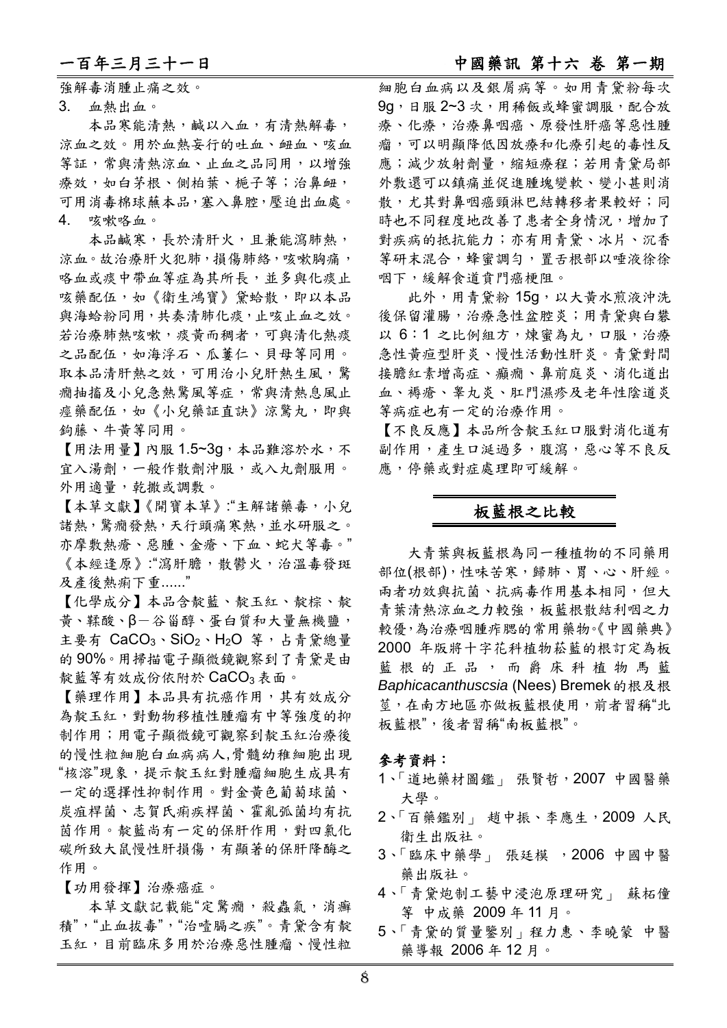強解毒消腫止痛之效。

3. 血熱出血。

本品寒能清熱，鹹以入血，有清熱解毒，涼血之效。用於血熱妄行的吐血、衄血、咳血等証，常與清熱涼血、止血之品同用，以增強療效，如白茅根、側柏葉、梔子等；治鼻衄，可用消毒棉球蘸本品，塞入鼻腔，壓迫出血處。

4. 咳嗽咯血。

本品鹹寒，長於清肝火，且兼能瀉肺熱，涼血。故治療肝火犯肺，損傷肺絡，咳嗽胸痛，咯血或痰中帶血等症為其所長，並多與化痰止咳藥配伍，如《衛生鴻寶》黛蛤散，即以本品與海蛤粉同用，共奏清肺化痰，止咳止血之效。若治療肺熱咳嗽，痰黃而稠者，可與清化熱痰之品配伍，如海浮石、瓜蔞仁、貝母等同用。取本品清肝熱之效，可用治小兒肝熱生風，驚癇抽搐及小兒急熱驚風等症，常與清熱息風止痙藥配伍，如《小兒藥証直訣》涼驚丸，即與鈎藤、牛黃等同用。

【用法用量】內服 1.5~3g，本品難溶於水，不宜入湯劑，一般作散劑沖服，或入丸劑服用。外用適量，乾撒或調敷。

【本草文獻】《開寶本草》:"主解諸藥毒，小兒諸熱，驚癇發熱，天行頭痛寒熱，並水研服之。亦摩敷熱瘡、惡腫、金瘡、下血、蛇犬等毒。"《本經逢原》:"瀉肝膽，散鬱火，治溫毒發斑及產後熱痢下重......"

【化學成分】本品含靛藍、靛玉紅、靛棕、靛黃、鞣酸、β－谷甾醇、蛋白質和大量無機鹽，主要有 $CaCO_3$、$SiO_2$、$H_2O$ 等，占青黛總量的 90%。用掃描電子顯微鏡觀察到了青黛是由靛藍等有效成份依附於 $CaCO_3$ 表面。

【藥理作用】本品具有抗癌作用，其有效成分為靛玉紅，對動物移植性腫瘤有中等強度的抑制作用；用電子顯微鏡可觀察到靛玉紅治療後的慢性粒細胞白血病病人,骨髓幼稚細胞出現"核溶"現象，提示靛玉紅對腫瘤細胞生成具有一定的選擇性抑制作用。對金黃色葡萄球菌、炭疽桿菌、志賀氏痢疾桿菌、霍亂弧菌均有抗菌作用。靛藍尚有一定的保肝作用，對四氯化碳所致大鼠慢性肝損傷，有顯著的保肝降酶之作用。

【功用發揮】治療癌症。

本草文獻記載能"定驚癇，殺蟲氣，消癖積"，"止血拔毒"，"治噎膈之疾"。青黛含有靛玉紅，目前臨床多用於治療惡性腫瘤、慢性粒細胞白血病以及銀屑病等。如用青黛粉每次 9g，日服 2~3 次，用稀飯或蜂蜜調服，配合放療、化療，治療鼻咽癌、原發性肝癌等惡性腫瘤，可以明顯降低因放療和化療引起的毒性反應；減少放射劑量，縮短療程；若用青黛局部外敷還可以鎮痛並促進腫塊變軟、變小甚則消散，尤其對鼻咽癌頸淋巴結轉移者果較好；同時也不同程度地改善了患者全身情況，增加了對疾病的抵抗能力；亦有用青黛、冰片、沉香等研末混合，蜂蜜調勻，置舌根部以唾液徐徐咽下，緩解食道賁門癌梗阻。

此外，用青黛粉 15g，以大黃水煎液沖洗後保留灌腸，治療急性盆腔炎；用青黛與白礬以 6：1 之比例組方，煉蜜為丸，口服，治療急性黃疸型肝炎、慢性活動性肝炎。青黛對間接膽紅素增高症、癲癇、鼻前庭炎、消化道出血、褥瘡、睪丸炎、肛門濕疹及老年性陰道炎等病症也有一定的治療作用。

【不良反應】本品所含靛玉紅口服對消化道有副作用，產生口涎過多，腹瀉，惡心等不良反應，停藥或對症處理即可緩解。

## 板藍根之比較

大青葉與板藍根為同一種植物的不同藥用部位(根部)，性味苦寒，歸肺、胃、心、肝經。兩者功效與抗菌、抗病毒作用基本相同，但大青葉清熱涼血之力較強，板藍根散結利咽之力較優，為治療咽腫痄腮的常用藥物。《中國藥典》2000 年版將十字花科植物菘藍的根訂定為板藍根的正品，而爵床科植物馬藍 *Baphicacanthuscsia* (Nees) Bremek 的根及根莖，在南方地區亦做板藍根使用，前者習稱"北板藍根"，後者習稱"南板藍根"。

**參考資料：**

1、「道地藥材圖鑑」 張賢哲，2007 中國醫藥大學。
2、「百藥鑑別」 趙中振、李應生，2009 人民衛生出版社。
3、「臨床中藥學」 張廷模 ，2006 中國中醫藥出版社。
4、「青黛炮制工藝中浸泡原理研究」 蘇柘僮等 中成藥 2009 年 11 月。
5、「青黛的質量鑒別」程力惠、李曉蒙 中醫藥導報 2006 年 12 月。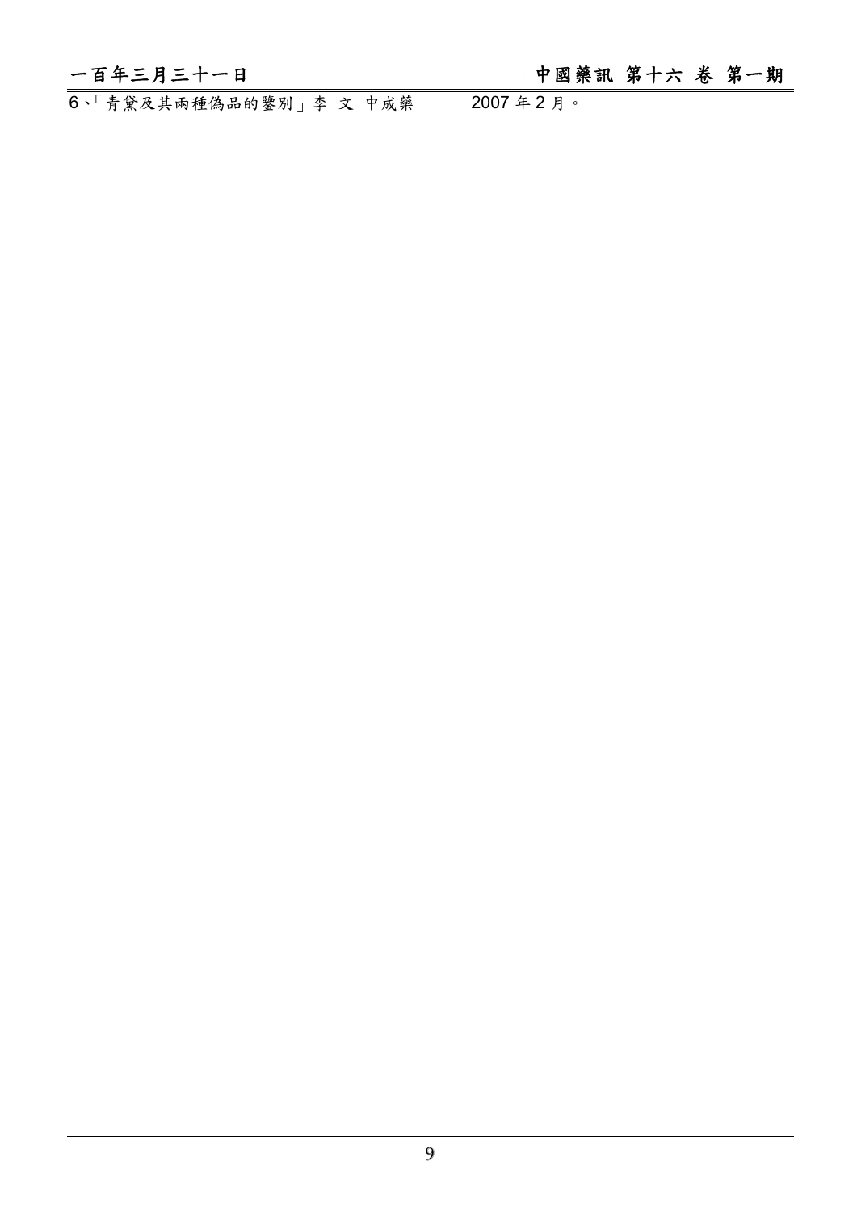6、「青黛及其兩種偽品的鑒別」李 文 中成藥 2007 年 2 月。